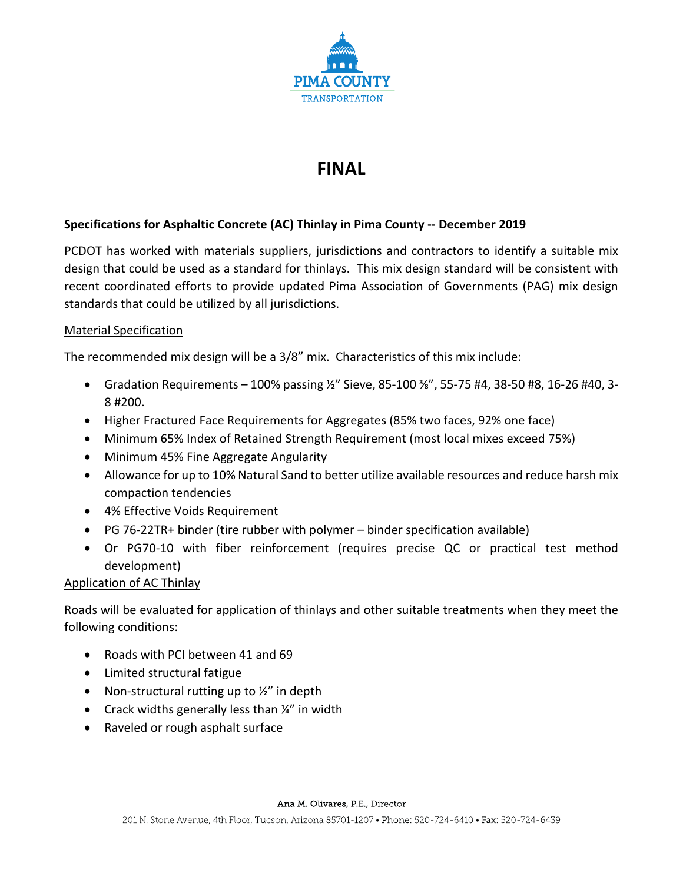PIMA COUNTY

TRANSPORTATION

# FINAL

**Specifications for Asphaltic Concrete (AC) Thinlay in Pima County -- December 2019**

PCDOT has worked with materials suppliers, jurisdictions and contractors to identify a suitable mix design that could be used as a standard for thinlays. This mix design standard will be consistent with recent coordinated efforts to provide updated Pima Association of Governments (PAG) mix design standards that could be utilized by all jurisdictions.

<u>Material Specification</u>

The recommended mix design will be a 3/8" mix. Characteristics of this mix include:

- Gradation Requirements – 100% passing ½" Sieve, 85-100 ⅜", 55-75 #4, 38-50 #8, 16-26 #40, 3-8 #200.
- Higher Fractured Face Requirements for Aggregates (85% two faces, 92% one face)
- Minimum 65% Index of Retained Strength Requirement (most local mixes exceed 75%)
- Minimum 45% Fine Aggregate Angularity
- Allowance for up to 10% Natural Sand to better utilize available resources and reduce harsh mix compaction tendencies
- 4% Effective Voids Requirement
- PG 76-22TR+ binder (tire rubber with polymer – binder specification available)
- Or PG70-10 with fiber reinforcement (requires precise QC or practical test method development)

<u>Application of AC Thinlay</u>

Roads will be evaluated for application of thinlays and other suitable treatments when they meet the following conditions:

- Roads with PCI between 41 and 69
- Limited structural fatigue
- Non-structural rutting up to ½" in depth
- Crack widths generally less than ¼" in width
- Raveled or rough asphalt surface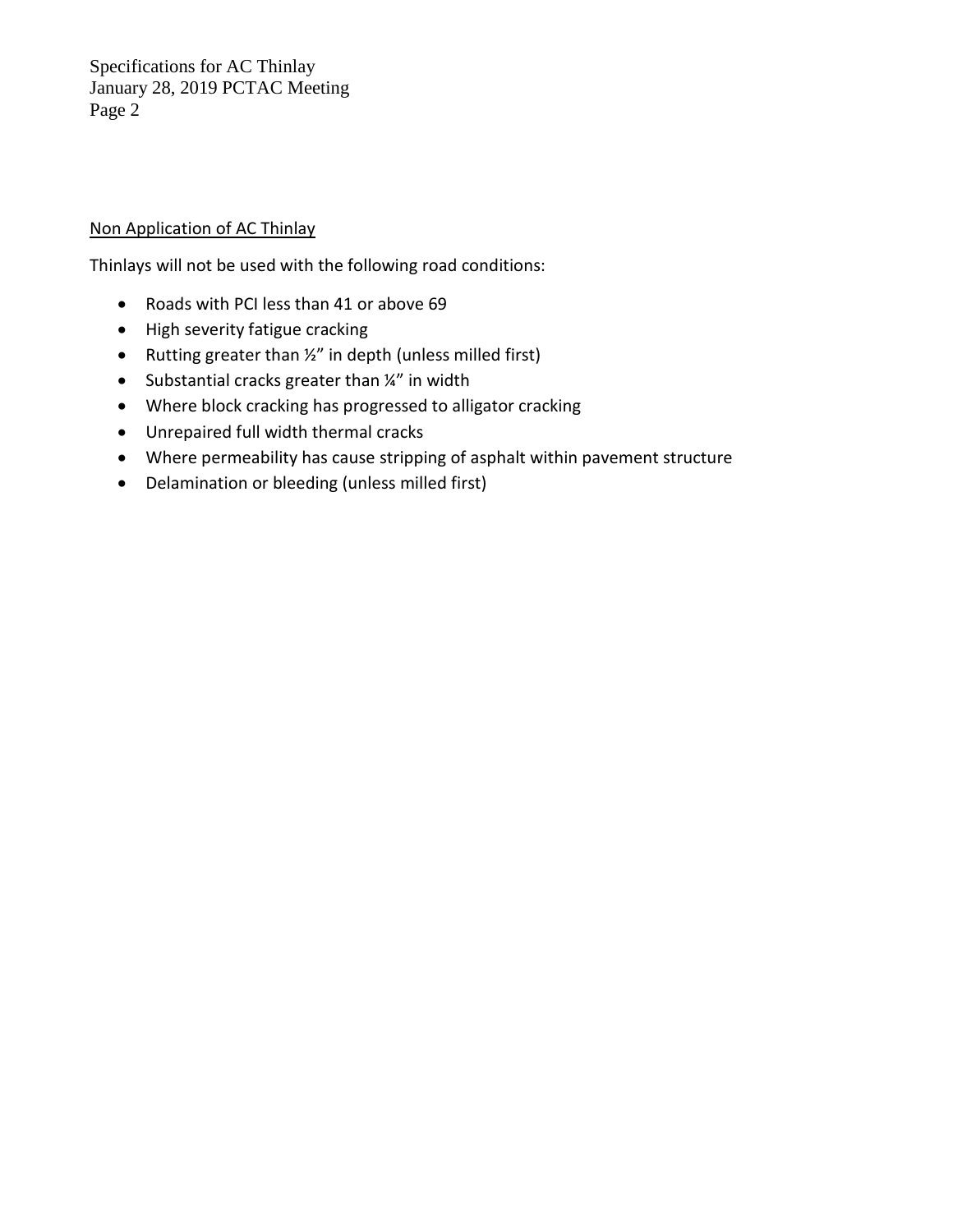## Non Application of AC Thinlay

Thinlays will not be used with the following road conditions:

- Roads with PCI less than 41 or above 69
- High severity fatigue cracking
- Rutting greater than ½" in depth (unless milled first)
- Substantial cracks greater than ¼" in width
- Where block cracking has progressed to alligator cracking
- Unrepaired full width thermal cracks
- Where permeability has cause stripping of asphalt within pavement structure
- Delamination or bleeding (unless milled first)